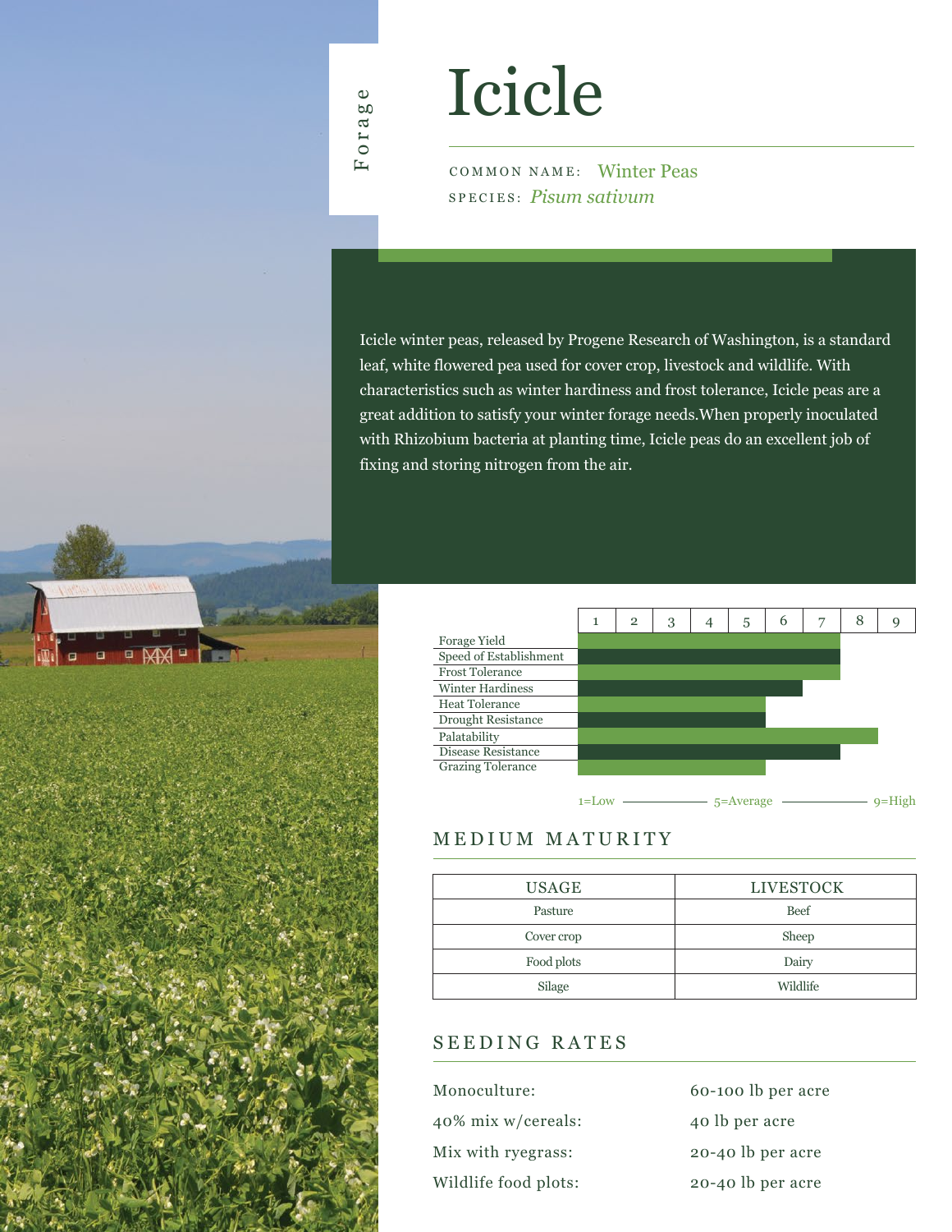Forage

# Icicle

COMMON NAME: Winter Peas

SPECIES: *Pisum sativum*

Icicle winter peas, released by Progene Research of Washington, is a standard leaf, white flowered pea used for cover crop, livestock and wildlife. With characteristics such as winter hardiness and frost tolerance, Icicle peas are a great addition to satisfy your winter forage needs.When properly inoculated with Rhizobium bacteria at planting time, Icicle peas do an excellent job of fixing and storing nitrogen from the air.

| Trait | Rating (1–9) |
|---|---|
| Forage Yield | 7 |
| Speed of Establishment | 7 |
| Frost Tolerance | 7 |
| Winter Hardiness | 6 |
| Heat Tolerance | 5 |
| Drought Resistance | 5 |
| Palatability | 8 |
| Disease Resistance | 7 |
| Grazing Tolerance | 5 |

1=Low — 5=Average — 9=High

## MEDIUM MATURITY

| USAGE | LIVESTOCK |
|---|---|
| Pasture | Beef |
| Cover crop | Sheep |
| Food plots | Dairy |
| Silage | Wildlife |

## SEEDING RATES

| | |
|---|---|
| Monoculture: | 60-100 lb per acre |
| 40% mix w/cereals: | 40 lb per acre |
| Mix with ryegrass: | 20-40 lb per acre |
| Wildlife food plots: | 20-40 lb per acre |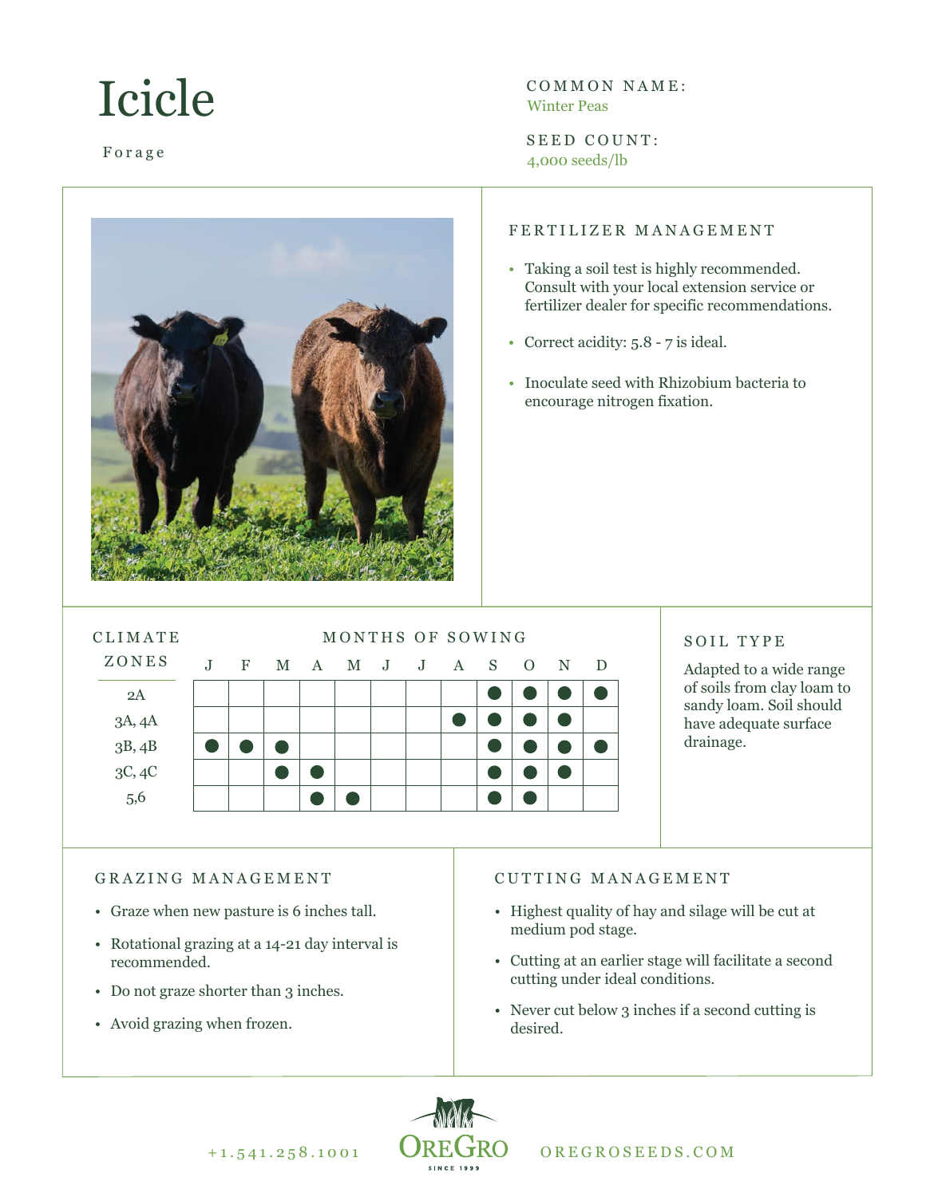# Icicle

Forage

COMMON NAME:
Winter Peas

SEED COUNT:
4,000 seeds/lb

## FERTILIZER MANAGEMENT

- Taking a soil test is highly recommended. Consult with your local extension service or fertilizer dealer for specific recommendations.
- Correct acidity: 5.8 - 7 is ideal.
- Inoculate seed with Rhizobium bacteria to encourage nitrogen fixation.

## CLIMATE ZONES / MONTHS OF SOWING

| CLIMATE ZONES | J | F | M | A | M | J | J | A | S | O | N | D |
|---|---|---|---|---|---|---|---|---|---|---|---|---|
| 2A | | | | | | | | | ● | ● | ● | ● |
| 3A, 4A | | | | | | | | ● | ● | ● | ● | |
| 3B, 4B | ● | ● | ● | | | | | | ● | ● | ● | ● |
| 3C, 4C | | | ● | ● | | | | | ● | ● | ● | |
| 5,6 | | | | ● | ● | | | | ● | ● | | |

## SOIL TYPE

Adapted to a wide range of soils from clay loam to sandy loam. Soil should have adequate surface drainage.

## GRAZING MANAGEMENT

- Graze when new pasture is 6 inches tall.
- Rotational grazing at a 14-21 day interval is recommended.
- Do not graze shorter than 3 inches.
- Avoid grazing when frozen.

## CUTTING MANAGEMENT

- Highest quality of hay and silage will be cut at medium pod stage.
- Cutting at an earlier stage will facilitate a second cutting under ideal conditions.
- Never cut below 3 inches if a second cutting is desired.

+1.541.258.1001 OREGRO SINCE 1999 OREGROSEEDS.COM